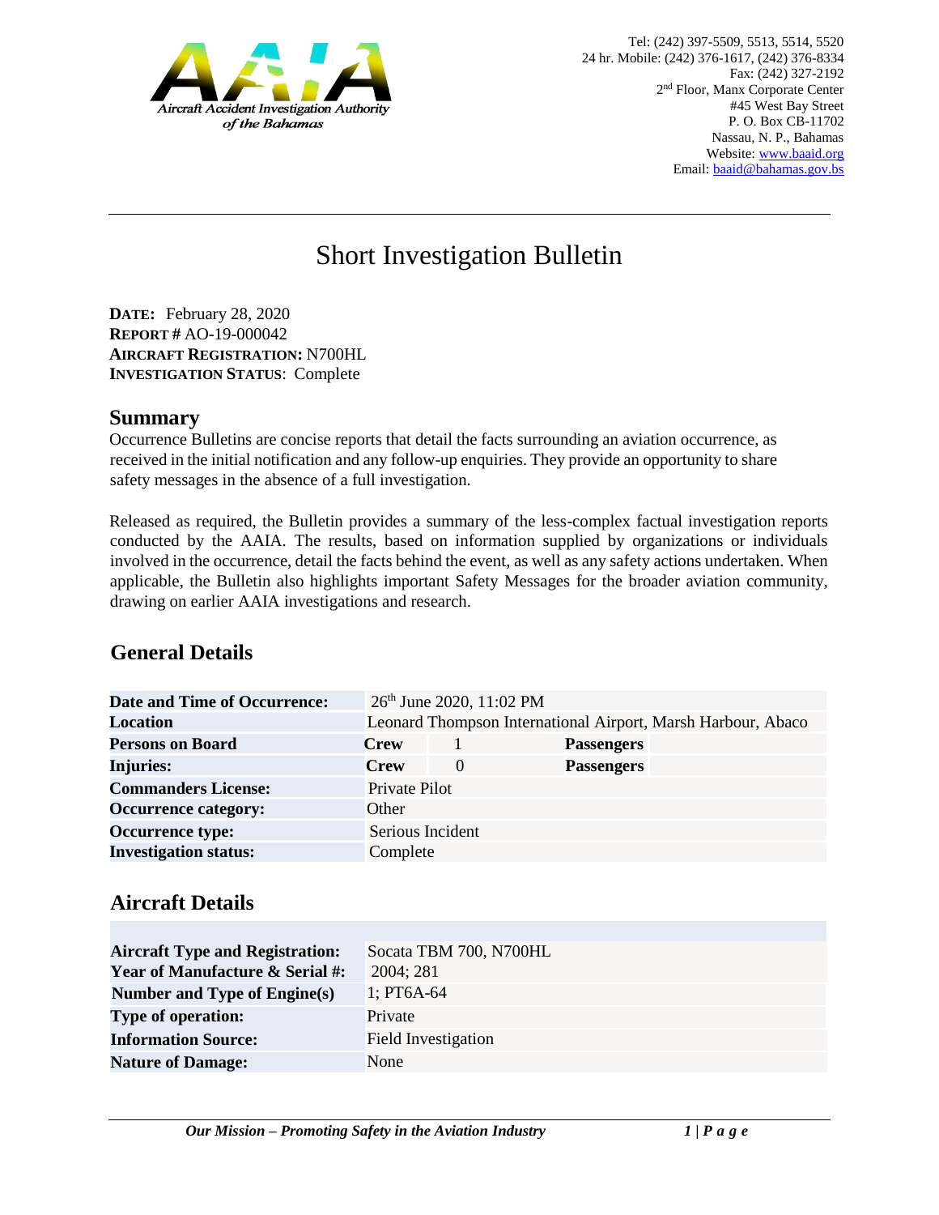Tel: (242) 397-5509, 5513, 5514, 5520
24 hr. Mobile: (242) 376-1617, (242) 376-8334
Fax: (242) 327-2192
2nd Floor, Manx Corporate Center
#45 West Bay Street
P. O. Box CB-11702
Nassau, N. P., Bahamas
Website: www.baaid.org
Email: baaid@bahamas.gov.bs

Aircraft Accident Investigation Authority of the Bahamas

# Short Investigation Bulletin

**DATE:** February 28, 2020
**REPORT #** AO-19-000042
**AIRCRAFT REGISTRATION:** N700HL
**INVESTIGATION STATUS**: Complete

## Summary

Occurrence Bulletins are concise reports that detail the facts surrounding an aviation occurrence, as received in the initial notification and any follow-up enquiries. They provide an opportunity to share safety messages in the absence of a full investigation.

Released as required, the Bulletin provides a summary of the less-complex factual investigation reports conducted by the AAIA. The results, based on information supplied by organizations or individuals involved in the occurrence, detail the facts behind the event, as well as any safety actions undertaken. When applicable, the Bulletin also highlights important Safety Messages for the broader aviation community, drawing on earlier AAIA investigations and research.

## General Details

| | | | | |
|---|---|---|---|---|
| **Date and Time of Occurrence:** | 26th June 2020, 11:02 PM | | | |
| **Location** | Leonard Thompson International Airport, Marsh Harbour, Abaco | | | |
| **Persons on Board** | **Crew** | 1 | **Passengers** | |
| **Injuries:** | **Crew** | 0 | **Passengers** | |
| **Commanders License:** | Private Pilot | | | |
| **Occurrence category:** | Other | | | |
| **Occurrence type:** | Serious Incident | | | |
| **Investigation status:** | Complete | | | |

## Aircraft Details

| | |
|---|---|
| **Aircraft Type and Registration:** | Socata TBM 700, N700HL |
| **Year of Manufacture & Serial #:** | 2004; 281 |
| **Number and Type of Engine(s)** | 1; PT6A-64 |
| **Type of operation:** | Private |
| **Information Source:** | Field Investigation |
| **Nature of Damage:** | None |

***Our Mission – Promoting Safety in the Aviation Industry***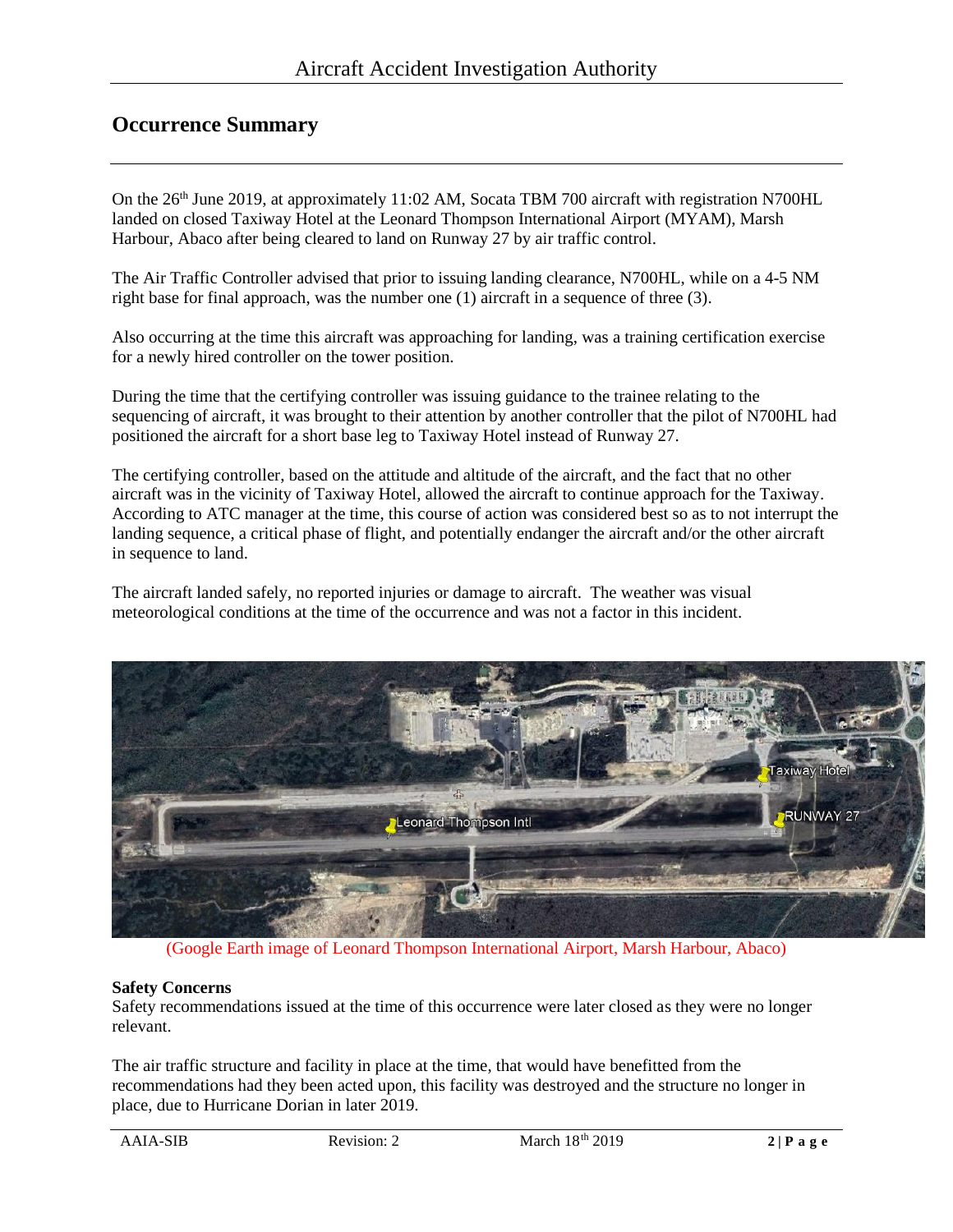## Occurrence Summary

On the 26th June 2019, at approximately 11:02 AM, Socata TBM 700 aircraft with registration N700HL landed on closed Taxiway Hotel at the Leonard Thompson International Airport (MYAM), Marsh Harbour, Abaco after being cleared to land on Runway 27 by air traffic control.

The Air Traffic Controller advised that prior to issuing landing clearance, N700HL, while on a 4-5 NM right base for final approach, was the number one (1) aircraft in a sequence of three (3).

Also occurring at the time this aircraft was approaching for landing, was a training certification exercise for a newly hired controller on the tower position.

During the time that the certifying controller was issuing guidance to the trainee relating to the sequencing of aircraft, it was brought to their attention by another controller that the pilot of N700HL had positioned the aircraft for a short base leg to Taxiway Hotel instead of Runway 27.

The certifying controller, based on the attitude and altitude of the aircraft, and the fact that no other aircraft was in the vicinity of Taxiway Hotel, allowed the aircraft to continue approach for the Taxiway. According to ATC manager at the time, this course of action was considered best so as to not interrupt the landing sequence, a critical phase of flight, and potentially endanger the aircraft and/or the other aircraft in sequence to land.

The aircraft landed safely, no reported injuries or damage to aircraft. The weather was visual meteorological conditions at the time of the occurrence and was not a factor in this incident.

(Google Earth image of Leonard Thompson International Airport, Marsh Harbour, Abaco)

**Safety Concerns**

Safety recommendations issued at the time of this occurrence were later closed as they were no longer relevant.

The air traffic structure and facility in place at the time, that would have benefitted from the recommendations had they been acted upon, this facility was destroyed and the structure no longer in place, due to Hurricane Dorian in later 2019.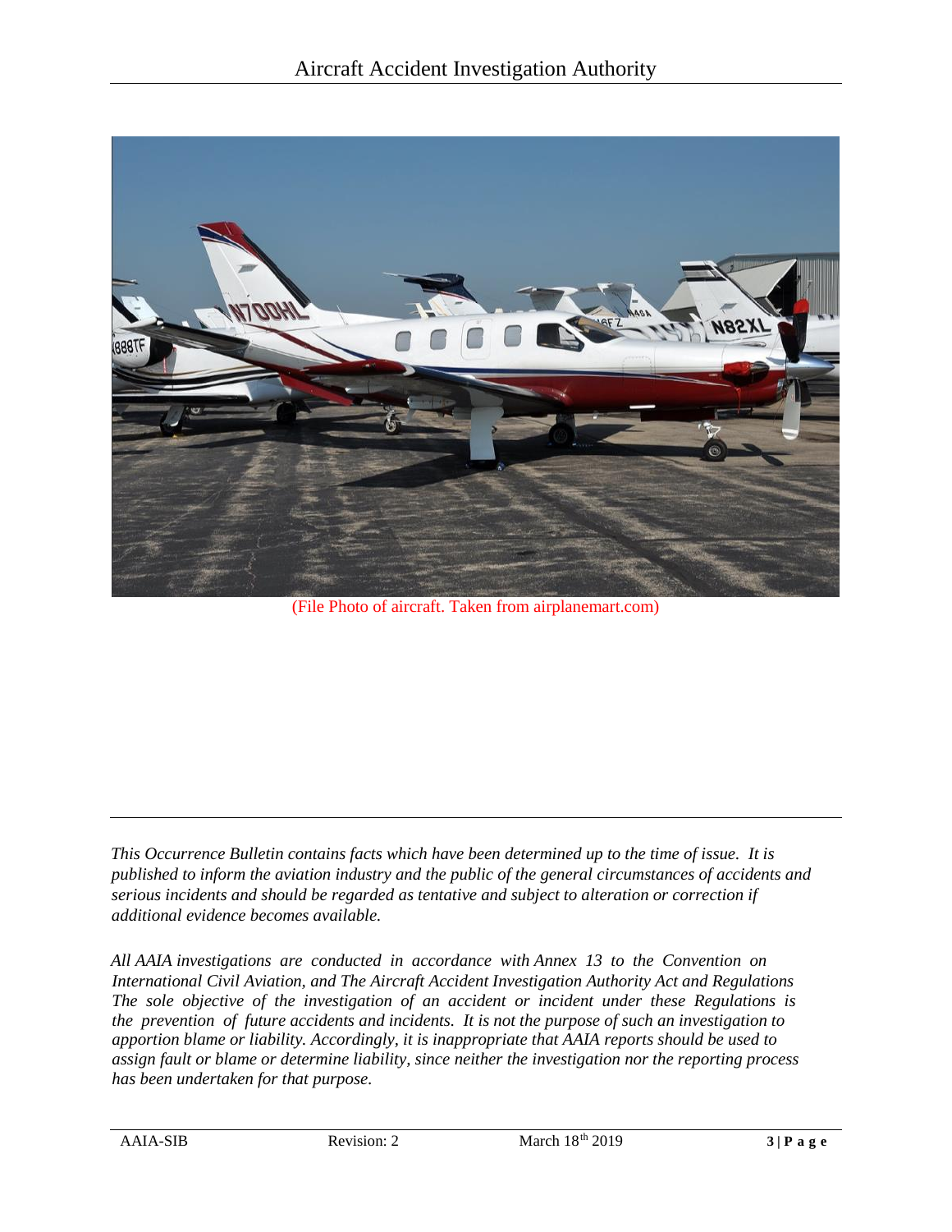(File Photo of aircraft. Taken from airplanemart.com)

---

*This Occurrence Bulletin contains facts which have been determined up to the time of issue. It is published to inform the aviation industry and the public of the general circumstances of accidents and serious incidents and should be regarded as tentative and subject to alteration or correction if additional evidence becomes available.*

*All AAIA investigations are conducted in accordance with Annex 13 to the Convention on International Civil Aviation, and The Aircraft Accident Investigation Authority Act and Regulations The sole objective of the investigation of an accident or incident under these Regulations is the prevention of future accidents and incidents. It is not the purpose of such an investigation to apportion blame or liability. Accordingly, it is inappropriate that AAIA reports should be used to assign fault or blame or determine liability, since neither the investigation nor the reporting process has been undertaken for that purpose.*